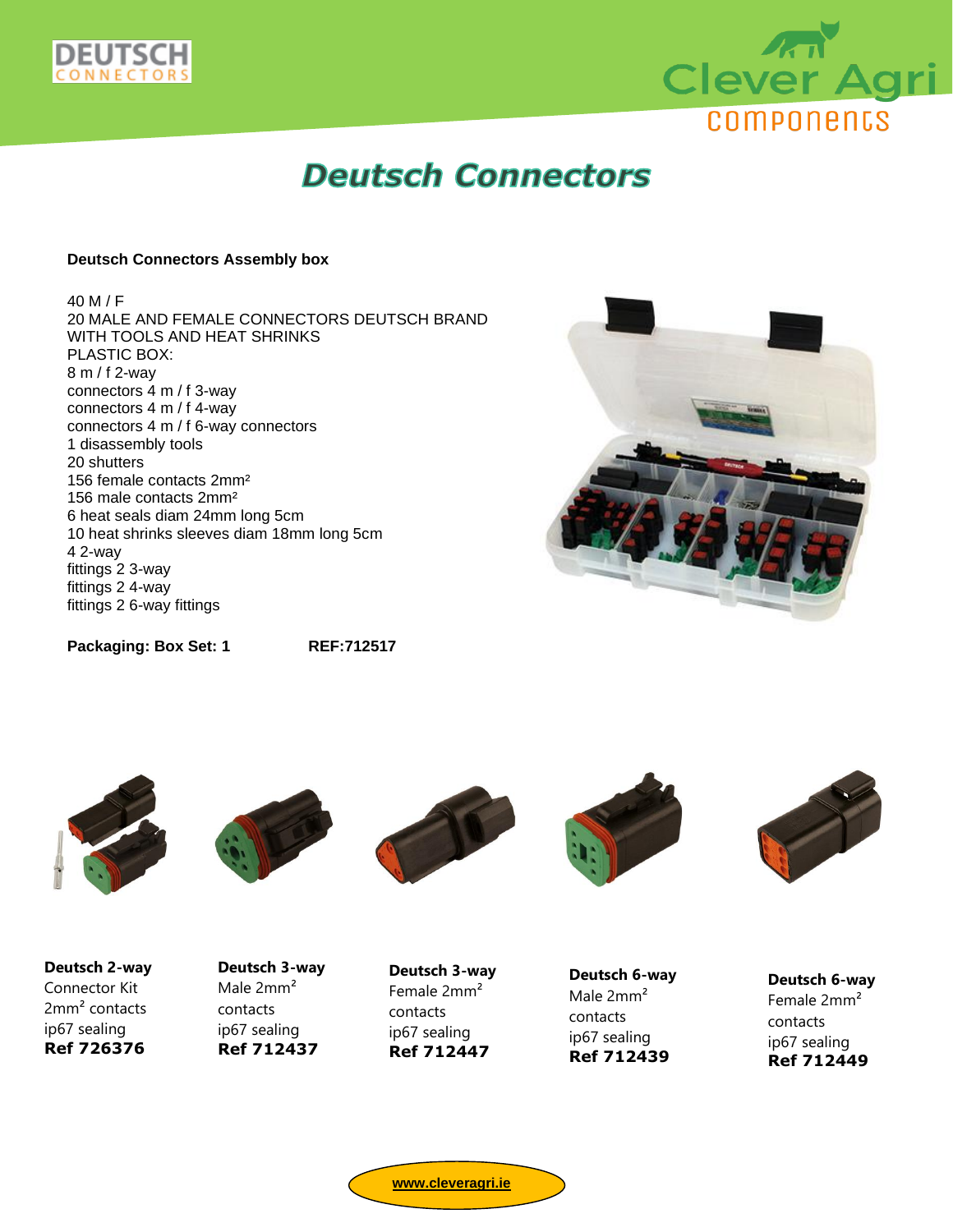DEUTSCH CONNECTORS

Clever Agri components

# Deutsch Connectors

**Deutsch Connectors Assembly box**

40 M / F
20 MALE AND FEMALE CONNECTORS DEUTSCH BRAND
WITH TOOLS AND HEAT SHRINKS
PLASTIC BOX:
8 m / f 2-way
connectors 4 m / f 3-way
connectors 4 m / f 4-way
connectors 4 m / f 6-way connectors
1 disassembly tools
20 shutters
156 female contacts 2mm²
156 male contacts 2mm²
6 heat seals diam 24mm long 5cm
10 heat shrinks sleeves diam 18mm long 5cm
4 2-way
fittings 2 3-way
fittings 2 4-way
fittings 2 6-way fittings

**Packaging: Box Set: 1** **REF:712517**

**Deutsch 2-way**
Connector Kit
2mm² contacts
ip67 sealing
**Ref 726376**

**Deutsch 3-way**
Male 2mm²
contacts
ip67 sealing
**Ref 712437**

**Deutsch 3-way**
Female 2mm²
contacts
ip67 sealing
**Ref 712447**

**Deutsch 6-way**
Male 2mm²
contacts
ip67 sealing
**Ref 712439**

**Deutsch 6-way**
Female 2mm²
contacts
ip67 sealing
**Ref 712449**

www.cleveragri.ie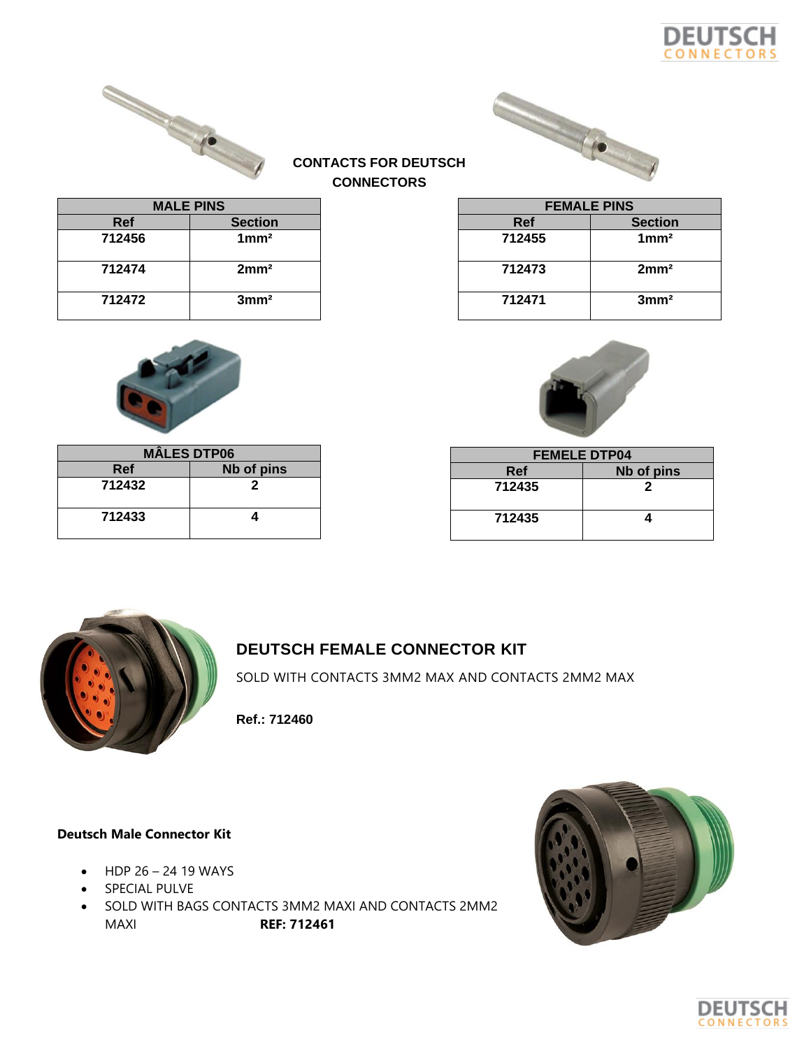## CONTACTS FOR DEUTSCH CONNECTORS

| MALE PINS | |
|---|---|
| Ref | Section |
| 712456 | 1mm² |
| 712474 | 2mm² |
| 712472 | 3mm² |

| FEMALE PINS | |
|---|---|
| Ref | Section |
| 712455 | 1mm² |
| 712473 | 2mm² |
| 712471 | 3mm² |

| MÂLES DTP06 | |
|---|---|
| Ref | Nb of pins |
| 712432 | 2 |
| 712433 | 4 |

| FEMELE DTP04 | |
|---|---|
| Ref | Nb of pins |
| 712435 | 2 |
| 712435 | 4 |

## DEUTSCH FEMALE CONNECTOR KIT

SOLD WITH CONTACTS 3MM2 MAX AND CONTACTS 2MM2 MAX

**Ref.: 712460**

**Deutsch Male Connector Kit**

- HDP 26 – 24 19 WAYS
- SPECIAL PULVE
- SOLD WITH BAGS CONTACTS 3MM2 MAXI AND CONTACTS 2MM2 MAXI **REF: 712461**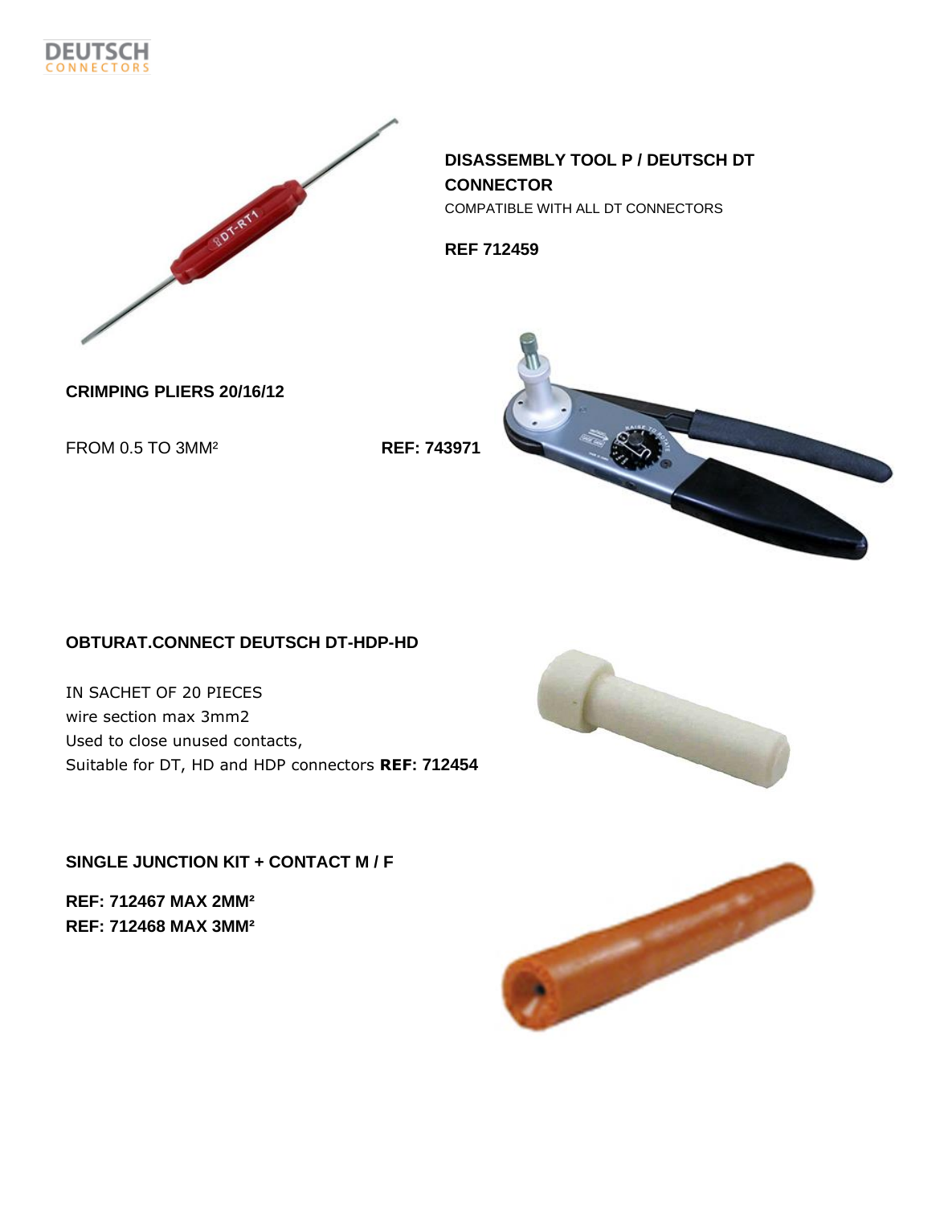## DISASSEMBLY TOOL P / DEUTSCH DT CONNECTOR

COMPATIBLE WITH ALL DT CONNECTORS

**REF 712459**

## CRIMPING PLIERS 20/16/12

FROM 0.5 TO 3MM²　　　　**REF: 743971**

## OBTURAT.CONNECT DEUTSCH DT-HDP-HD

IN SACHET OF 20 PIECES
wire section max 3mm2
Used to close unused contacts,
Suitable for DT, HD and HDP connectors **REF: 712454**

## SINGLE JUNCTION KIT + CONTACT M / F

**REF: 712467 MAX 2MM²**
**REF: 712468 MAX 3MM²**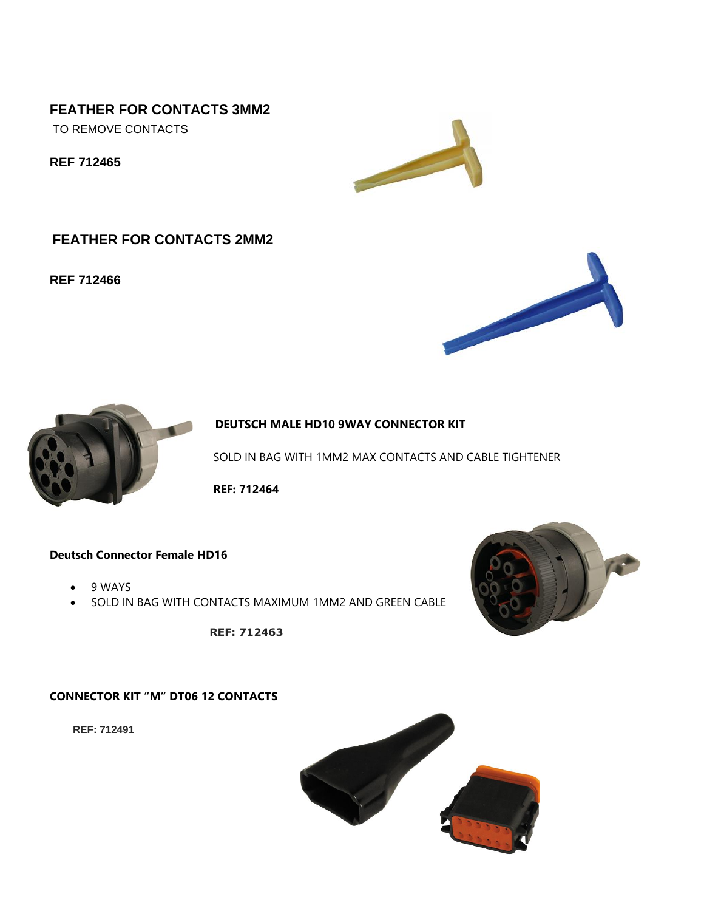## FEATHER FOR CONTACTS 3MM2

TO REMOVE CONTACTS

**REF 712465**

## FEATHER FOR CONTACTS 2MM2

**REF 712466**

**DEUTSCH MALE HD10 9WAY CONNECTOR KIT**

SOLD IN BAG WITH 1MM2 MAX CONTACTS AND CABLE TIGHTENER

**REF: 712464**

**Deutsch Connector Female HD16**

- 9 WAYS
- SOLD IN BAG WITH CONTACTS MAXIMUM 1MM2 AND GREEN CABLE

**REF: 712463**

**CONNECTOR KIT “M” DT06 12 CONTACTS**

**REF: 712491**